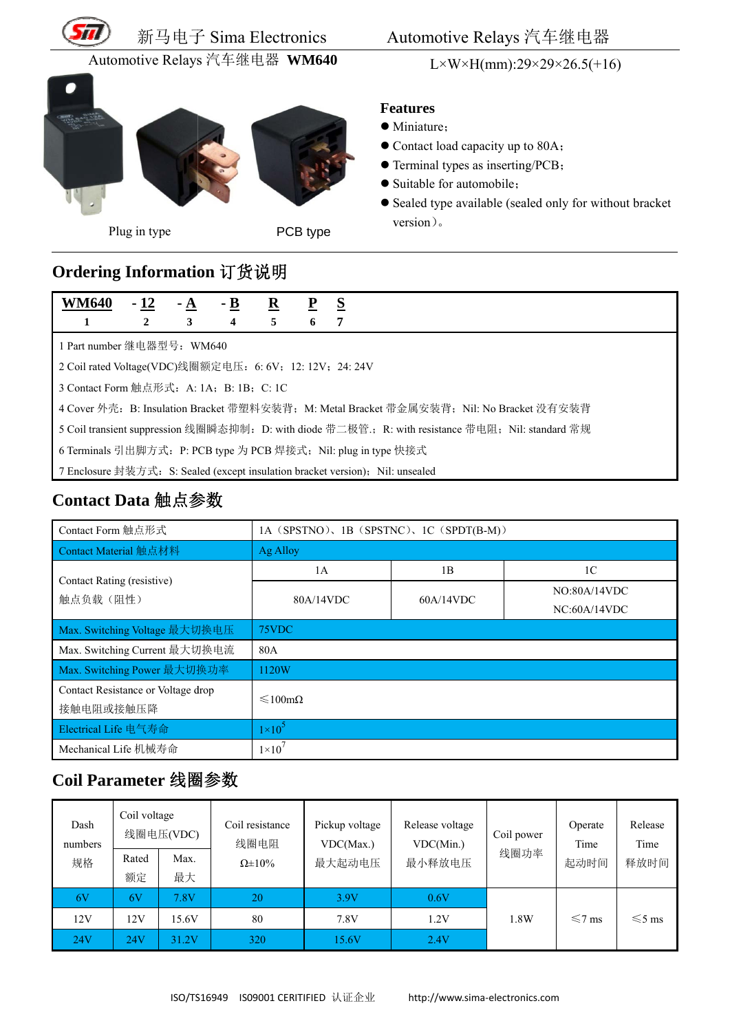# Automotive Relays 汽车继电器 WM640

L×W×H(mm):29×29×26.5(+16)

Plug in type PCB type

### Features

- Miniature；
- Contact load capacity up to 80A；
- Terminal types as inserting/PCB；
- Suitable for automobile；
- Sealed type available (sealed only for without bracket version)。

## Ordering Information 订货说明

| WM640 | - 12 | - A | - B | R | P | S |
|---|---|---|---|---|---|---|
| 1 | 2 | 3 | 4 | 5 | 6 | 7 |

1 Part number 继电器型号：WM640

2 Coil rated Voltage(VDC)线圈额定电压：6: 6V；12: 12V；24: 24V

3 Contact Form 触点形式：A: 1A；B: 1B；C: 1C

4 Cover 外壳：B: Insulation Bracket 带塑料安装背；M: Metal Bracket 带金属安装背；Nil: No Bracket 没有安装背

5 Coil transient suppression 线圈瞬态抑制：D: with diode 带二极管.；R: with resistance 带电阻；Nil: standard 常规

6 Terminals 引出脚方式：P: PCB type 为 PCB 焊接式；Nil: plug in type 快接式

7 Enclosure 封装方式：S: Sealed (except insulation bracket version)；Nil: unsealed

## Contact Data 触点参数

| Contact Form 触点形式 | 1A（SPSTNO）、1B（SPSTNC）、1C（SPDT(B-M)） | | |
|---|---|---|---|
| Contact Material 触点材料 | Ag Alloy | | |
| Contact Rating (resistive) 触点负载（阻性） | 1A | 1B | 1C |
| | 80A/14VDC | 60A/14VDC | NO:80A/14VDC NC:60A/14VDC |
| Max. Switching Voltage 最大切换电压 | 75VDC | | |
| Max. Switching Current 最大切换电流 | 80A | | |
| Max. Switching Power 最大切换功率 | 1120W | | |
| Contact Resistance or Voltage drop 接触电阻或接触压降 | ≤100mΩ | | |
| Electrical Life 电气寿命 | $1\times10^5$ | | |
| Mechanical Life 机械寿命 | $1\times10^7$ | | |

## Coil Parameter 线圈参数

| Dash numbers 规格 | Coil voltage 线圈电压(VDC) | | Coil resistance 线圈电阻 Ω±10% | Pickup voltage VDC(Max.) 最大起动电压 | Release voltage VDC(Min.) 最小释放电压 | Coil power 线圈功率 | Operate Time 起动时间 | Release Time 释放时间 |
|---|---|---|---|---|---|---|---|---|
| | Rated 额定 | Max. 最大 | | | | | | |
| 6V | 6V | 7.8V | 20 | 3.9V | 0.6V | 1.8W | ≤7 ms | ≤5 ms |
| 12V | 12V | 15.6V | 80 | 7.8V | 1.2V | | | |
| 24V | 24V | 31.2V | 320 | 15.6V | 2.4V | | | |

ISO/TS16949 IS09001 CERITIFIED 认证企业 http://www.sima-electronics.com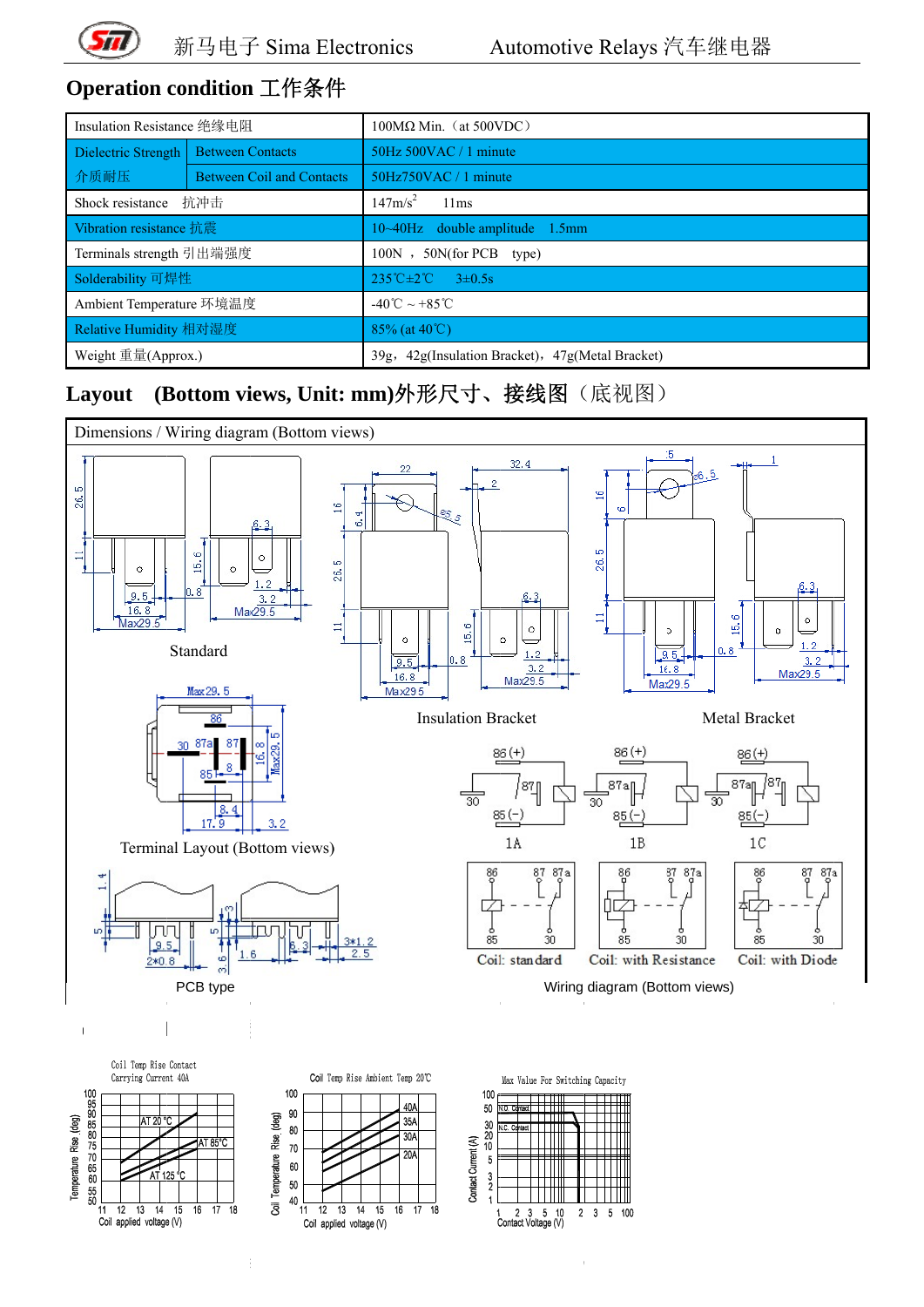## Operation condition 工作条件

| | | |
|---|---|---|
| Insulation Resistance 绝缘电阻 | | 100MΩ Min.（at 500VDC） |
| Dielectric Strength 介质耐压 | Between Contacts | 50Hz 500VAC / 1 minute |
| | Between Coil and Contacts | 50Hz750VAC / 1 minute |
| Shock resistance 抗冲击 | | 147m/s² 11ms |
| Vibration resistance 抗震 | | 10~40Hz double amplitude 1.5mm |
| Terminals strength 引出端强度 | | 100N ，50N(for PCB type) |
| Solderability 可焊性 | | 235℃±2℃ 3±0.5s |
| Ambient Temperature 环境温度 | | -40℃ ~ +85℃ |
| Relative Humidity 相对湿度 | | 85% (at 40℃) |
| Weight 重量(Approx.) | | 39g，42g(Insulation Bracket)，47g(Metal Bracket) |

## Layout (Bottom views, Unit: mm)外形尺寸、接线图（底视图）

Dimensions / Wiring diagram (Bottom views)

Standard

Insulation Bracket

Metal Bracket

Terminal Layout (Bottom views)

1A

1B

1C

Coil: standard

Coil: with Resistance

Coil: with Diode

PCB type

Wiring diagram (Bottom views)

Coil Temp Rise Contact Carrying Current 40A

Temperature Rise (deg)

AT 20 ℃

AT 85℃

AT 125 ℃

Coil applied voltage (V)

Coil Temp Rise Ambient Temp 20℃

Coil Temperature Rise (deg)

40A

35A

30A

20A

Coil applied voltage (V)

Max Value For Switching Capacity

Contact Current (A)

N.O. Contact

N.C. Contact

Contact Voltage (V)